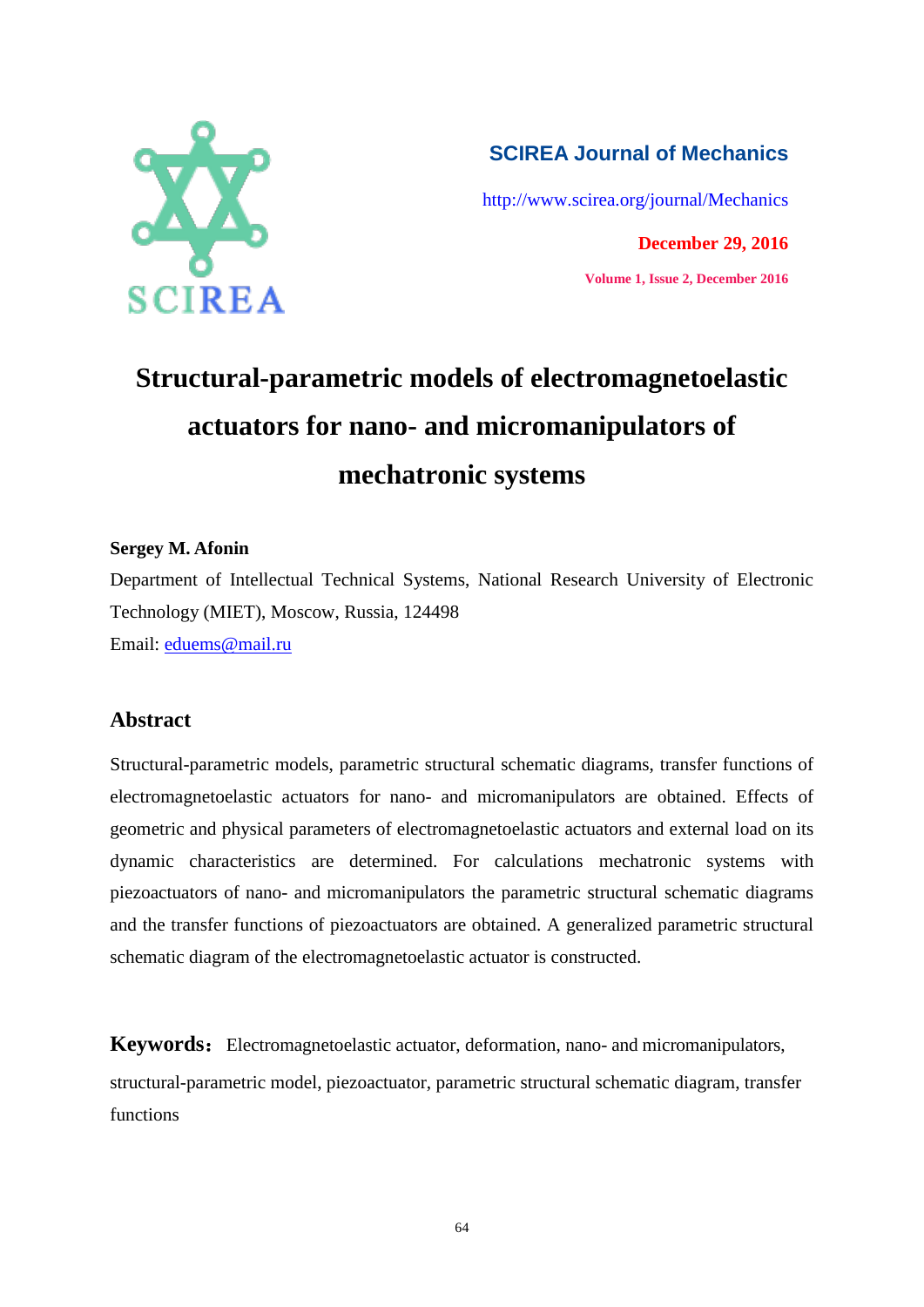SCIREA Journal of Mechanics

http://www.scirea.org/journal/Mechanics

December 29, 2016

Volume 1, Issue 2, December 2016

# Structural-parametric models of electromagnetoelastic actuators for nano- and micromanipulators of mechatronic systems

**Sergey M. Afonin**

Department of Intellectual Technical Systems, National Research University of Electronic Technology (MIET), Moscow, Russia, 124498

Email: eduems@mail.ru

## Abstract

Structural-parametric models, parametric structural schematic diagrams, transfer functions of electromagnetoelastic actuators for nano- and micromanipulators are obtained. Effects of geometric and physical parameters of electromagnetoelastic actuators and external load on its dynamic characteristics are determined. For calculations mechatronic systems with piezoactuators of nano- and micromanipulators the parametric structural schematic diagrams and the transfer functions of piezoactuators are obtained. A generalized parametric structural schematic diagram of the electromagnetoelastic actuator is constructed.

**Keywords:** Electromagnetoelastic actuator, deformation, nano- and micromanipulators, structural-parametric model, piezoactuator, parametric structural schematic diagram, transfer functions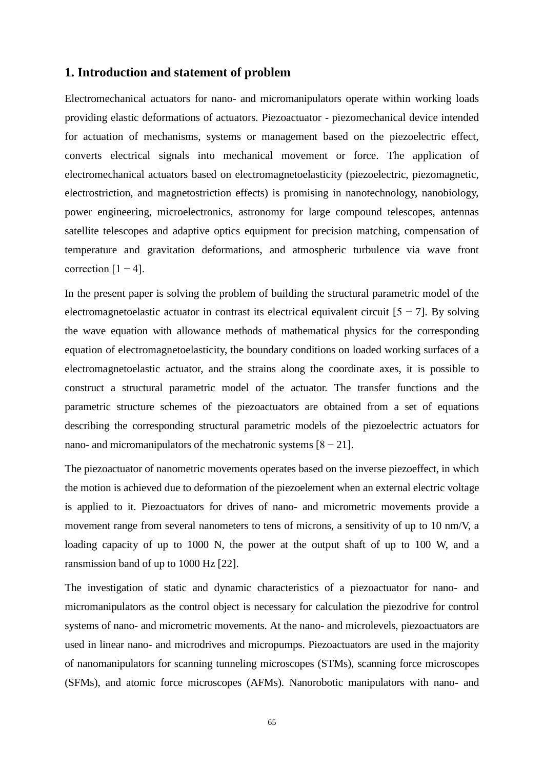## 1. Introduction and statement of problem

Electromechanical actuators for nano- and micromanipulators operate within working loads providing elastic deformations of actuators. Piezoactuator - piezomechanical device intended for actuation of mechanisms, systems or management based on the piezoelectric effect, converts electrical signals into mechanical movement or force. The application of electromechanical actuators based on electromagnetoelasticity (piezoelectric, piezomagnetic, electrostriction, and magnetostriction effects) is promising in nanotechnology, nanobiology, power engineering, microelectronics, astronomy for large compound telescopes, antennas satellite telescopes and adaptive optics equipment for precision matching, compensation of temperature and gravitation deformations, and atmospheric turbulence via wave front correction [1 − 4].

In the present paper is solving the problem of building the structural parametric model of the electromagnetoelastic actuator in contrast its electrical equivalent circuit [5 − 7]. By solving the wave equation with allowance methods of mathematical physics for the corresponding equation of electromagnetoelasticity, the boundary conditions on loaded working surfaces of a electromagnetoelastic actuator, and the strains along the coordinate axes, it is possible to construct a structural parametric model of the actuator. The transfer functions and the parametric structure schemes of the piezoactuators are obtained from a set of equations describing the corresponding structural parametric models of the piezoelectric actuators for nano- and micromanipulators of the mechatronic systems [8 − 21].

The piezoactuator of nanometric movements operates based on the inverse piezoeffect, in which the motion is achieved due to deformation of the piezoelement when an external electric voltage is applied to it. Piezoactuators for drives of nano- and micrometric movements provide a movement range from several nanometers to tens of microns, a sensitivity of up to 10 nm/V, a loading capacity of up to 1000 N, the power at the output shaft of up to 100 W, and a ransmission band of up to 1000 Hz [22].

The investigation of static and dynamic characteristics of a piezoactuator for nano- and micromanipulators as the control object is necessary for calculation the piezodrive for control systems of nano- and micrometric movements. At the nano- and microlevels, piezoactuators are used in linear nano- and microdrives and micropumps. Piezoactuators are used in the majority of nanomanipulators for scanning tunneling microscopes (STMs), scanning force microscopes (SFMs), and atomic force microscopes (AFMs). Nanorobotic manipulators with nano- and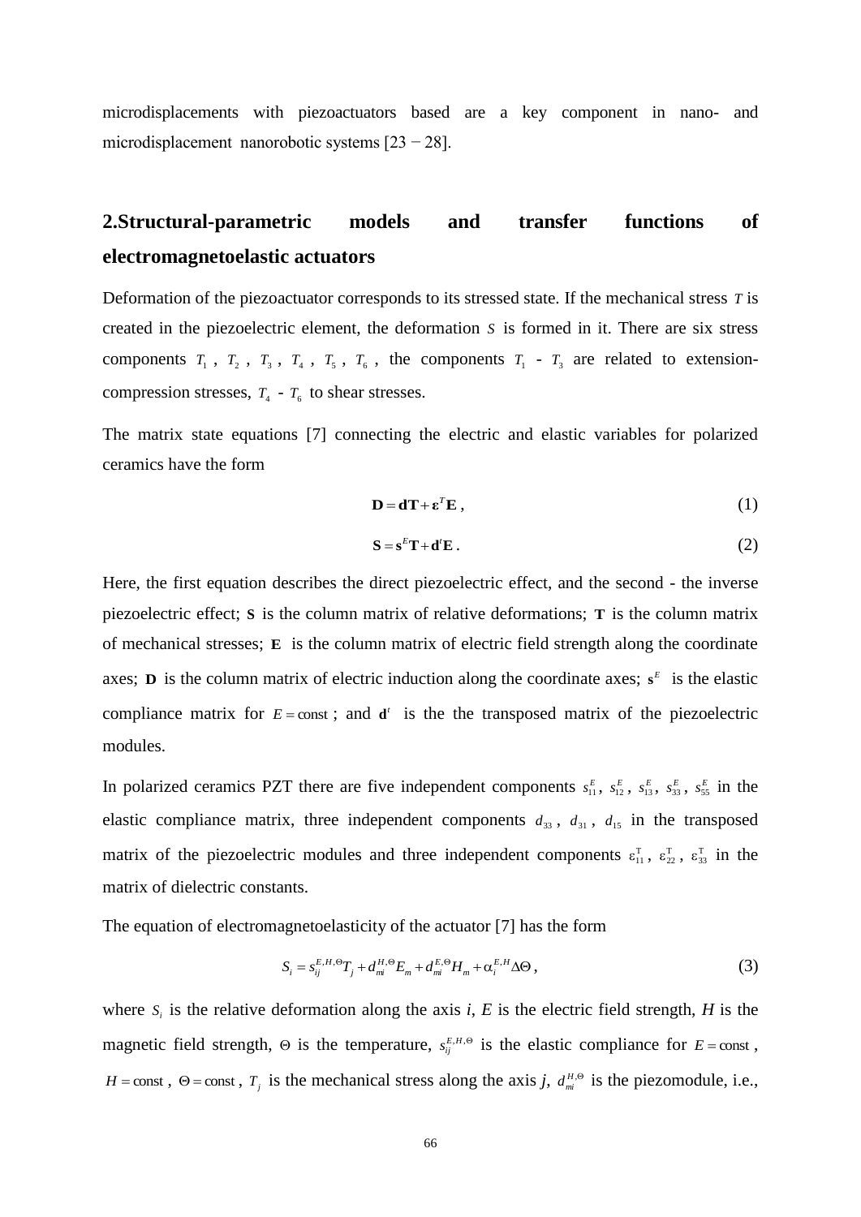microdisplacements with piezoactuators based are a key component in nano- and microdisplacement nanorobotic systems [23 − 28].

## 2.Structural-parametric models and transfer functions of electromagnetoelastic actuators

Deformation of the piezoactuator corresponds to its stressed state. If the mechanical stress $T$ is created in the piezoelectric element, the deformation $S$ is formed in it. There are six stress components $T_1$, $T_2$, $T_3$, $T_4$, $T_5$, $T_6$, the components $T_1$ - $T_3$ are related to extension-compression stresses, $T_4$ - $T_6$ to shear stresses.

The matrix state equations [7] connecting the electric and elastic variables for polarized ceramics have the form

$$\mathbf{D} = \mathbf{d}\mathbf{T} + \boldsymbol{\varepsilon}^T \mathbf{E}\,, \tag{1}$$

$$\mathbf{S} = \mathbf{s}^E \mathbf{T} + \mathbf{d}^t \mathbf{E}\,. \tag{2}$$

Here, the first equation describes the direct piezoelectric effect, and the second - the inverse piezoelectric effect; $\mathbf{S}$ is the column matrix of relative deformations; $\mathbf{T}$ is the column matrix of mechanical stresses; $\mathbf{E}$ is the column matrix of electric field strength along the coordinate axes; $\mathbf{D}$ is the column matrix of electric induction along the coordinate axes; $\mathbf{s}^E$ is the elastic compliance matrix for $E = \text{const}$; and $\mathbf{d}^t$ is the the transposed matrix of the piezoelectric modules.

In polarized ceramics PZT there are five independent components $s_{11}^E$, $s_{12}^E$, $s_{13}^E$, $s_{33}^E$, $s_{55}^E$ in the elastic compliance matrix, three independent components $d_{33}$, $d_{31}$, $d_{15}$ in the transposed matrix of the piezoelectric modules and three independent components $\varepsilon_{11}^{\mathrm{T}}$, $\varepsilon_{22}^{\mathrm{T}}$, $\varepsilon_{33}^{\mathrm{T}}$ in the matrix of dielectric constants.

The equation of electromagnetoelasticity of the actuator [7] has the form

$$S_i = s_{ij}^{E,H,\Theta} T_j + d_{mi}^{H,\Theta} E_m + d_{mi}^{E,\Theta} H_m + \alpha_i^{E,H} \Delta\Theta\,, \tag{3}$$

where $S_i$ is the relative deformation along the axis *i*, *E* is the electric field strength, *H* is the magnetic field strength, $\Theta$ is the temperature, $s_{ij}^{E,H,\Theta}$ is the elastic compliance for $E = \text{const}$, $H = \text{const}$, $\Theta = \text{const}$, $T_j$ is the mechanical stress along the axis *j*, $d_{mi}^{H,\Theta}$ is the piezomodule, i.e.,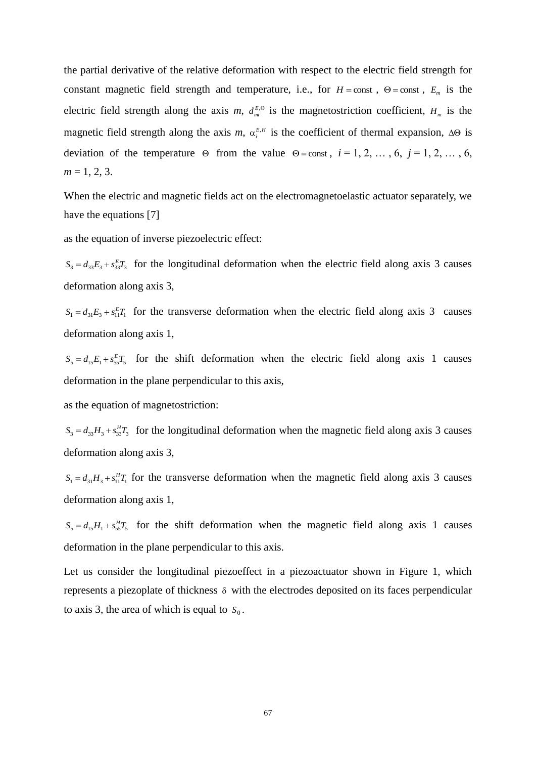the partial derivative of the relative deformation with respect to the electric field strength for constant magnetic field strength and temperature, i.e., for $H = \text{const}$, $\Theta = \text{const}$, $E_m$ is the electric field strength along the axis *m*, $d_{mi}^{E,\Theta}$ is the magnetostriction coefficient, $H_m$ is the magnetic field strength along the axis *m*, $\alpha_i^{E,H}$ is the coefficient of thermal expansion, $\Delta\Theta$ is deviation of the temperature $\Theta$ from the value $\Theta = \text{const}$, *i* = 1, 2, … , 6, *j* = 1, 2, … , 6, *m* = 1, 2, 3.

When the electric and magnetic fields act on the electromagnetoelastic actuator separately, we have the equations [7]

as the equation of inverse piezoelectric effect:

$S_3 = d_{33}E_3 + s_{33}^E T_3$ for the longitudinal deformation when the electric field along axis 3 causes deformation along axis 3,

$S_1 = d_{31}E_3 + s_{11}^E T_1$ for the transverse deformation when the electric field along axis 3 causes deformation along axis 1,

$S_5 = d_{15}E_1 + s_{55}^E T_5$ for the shift deformation when the electric field along axis 1 causes deformation in the plane perpendicular to this axis,

as the equation of magnetostriction:

$S_3 = d_{33}H_3 + s_{33}^H T_3$ for the longitudinal deformation when the magnetic field along axis 3 causes deformation along axis 3,

$S_1 = d_{31}H_3 + s_{11}^H T_1$ for the transverse deformation when the magnetic field along axis 3 causes deformation along axis 1,

$S_5 = d_{15}H_1 + s_{55}^H T_5$ for the shift deformation when the magnetic field along axis 1 causes deformation in the plane perpendicular to this axis.

Let us consider the longitudinal piezoeffect in a piezoactuator shown in Figure 1, which represents a piezoplate of thickness $\delta$ with the electrodes deposited on its faces perpendicular to axis 3, the area of which is equal to $S_0$.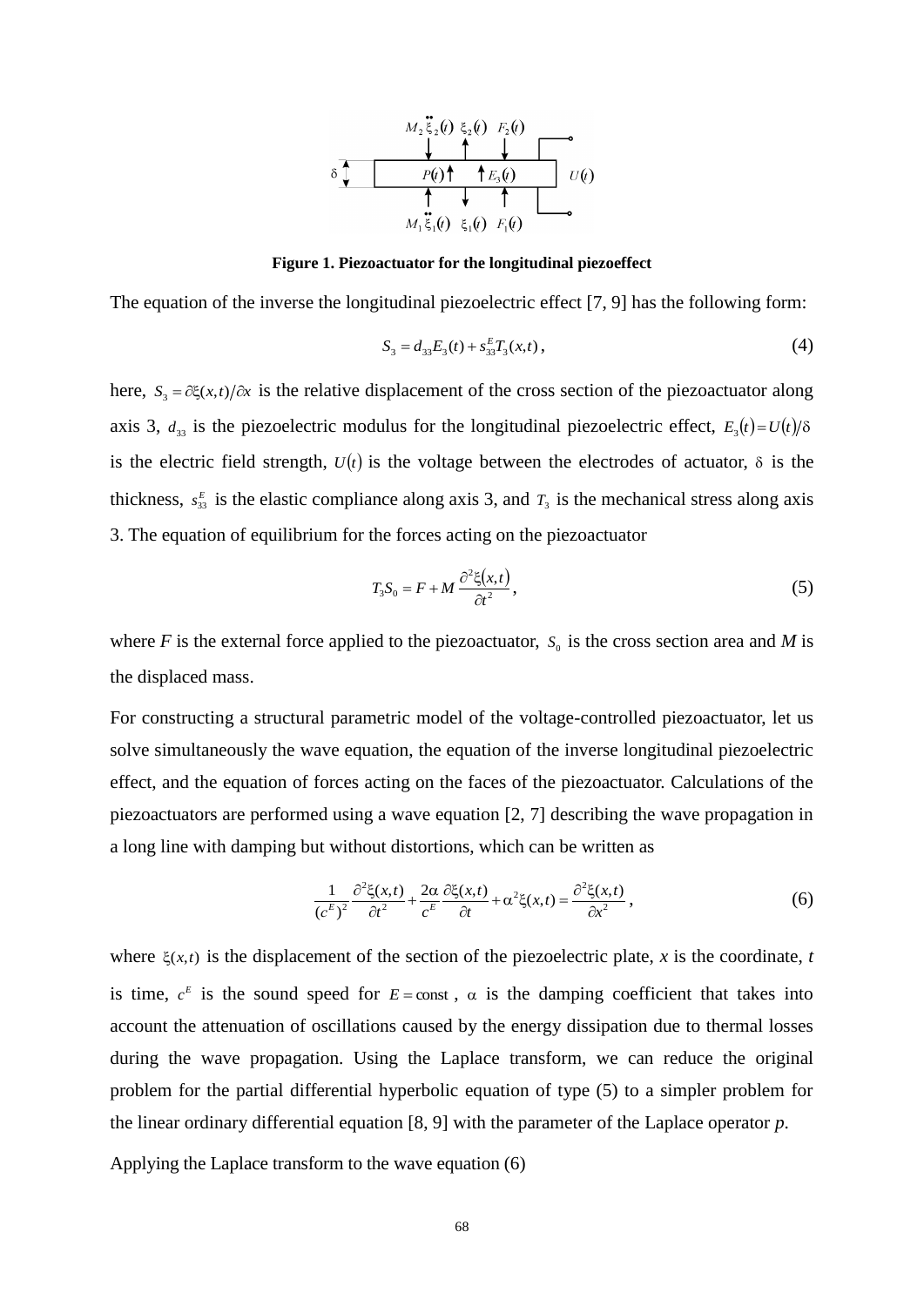**Figure 1. Piezoactuator for the longitudinal piezoeffect**

The equation of the inverse the longitudinal piezoelectric effect [7, 9] has the following form:

$$S_3 = d_{33}E_3(t) + s_{33}^E T_3(x,t)\,, \tag{4}$$

here, $S_3 = \partial\xi(x,t)/\partial x$ is the relative displacement of the cross section of the piezoactuator along axis 3, $d_{33}$ is the piezoelectric modulus for the longitudinal piezoelectric effect, $E_3(t) = U(t)/\delta$ is the electric field strength, $U(t)$ is the voltage between the electrodes of actuator, $\delta$ is the thickness, $s_{33}^E$ is the elastic compliance along axis 3, and $T_3$ is the mechanical stress along axis 3. The equation of equilibrium for the forces acting on the piezoactuator

$$T_3 S_0 = F + M\,\frac{\partial^2\xi(x,t)}{\partial t^2}\,, \tag{5}$$

where *F* is the external force applied to the piezoactuator, $S_0$ is the cross section area and *M* is the displaced mass.

For constructing a structural parametric model of the voltage-controlled piezoactuator, let us solve simultaneously the wave equation, the equation of the inverse longitudinal piezoelectric effect, and the equation of forces acting on the faces of the piezoactuator. Calculations of the piezoactuators are performed using a wave equation [2, 7] describing the wave propagation in a long line with damping but without distortions, which can be written as

$$\frac{1}{(c^E)^2}\,\frac{\partial^2\xi(x,t)}{\partial t^2} + \frac{2\alpha}{c^E}\,\frac{\partial\xi(x,t)}{\partial t} + \alpha^2\xi(x,t) = \frac{\partial^2\xi(x,t)}{\partial x^2}\,, \tag{6}$$

where $\xi(x,t)$ is the displacement of the section of the piezoelectric plate, *x* is the coordinate, *t* is time, $c^E$ is the sound speed for $E = \text{const}$, $\alpha$ is the damping coefficient that takes into account the attenuation of oscillations caused by the energy dissipation due to thermal losses during the wave propagation. Using the Laplace transform, we can reduce the original problem for the partial differential hyperbolic equation of type (5) to a simpler problem for the linear ordinary differential equation [8, 9] with the parameter of the Laplace operator *p*.

Applying the Laplace transform to the wave equation (6)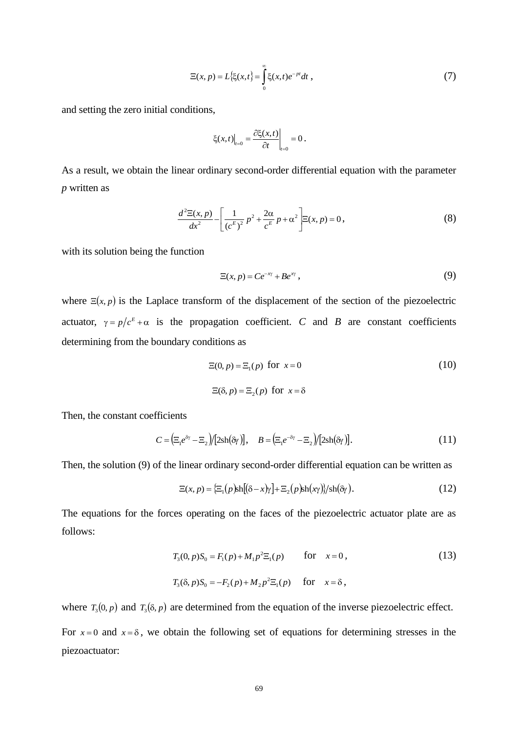$$\Xi(x,p) = L\{\xi(x,t)\} = \int_0^\infty \xi(x,t)e^{-pt}dt\,, \tag{7}$$

and setting the zero initial conditions,

$$\xi(x,t)\Big|_{t=0} = \frac{\partial \xi(x,t)}{\partial t}\Bigg|_{t=0} = 0\,.$$

As a result, we obtain the linear ordinary second-order differential equation with the parameter $p$ written as

$$\frac{d^2\Xi(x,p)}{dx^2} - \left[\frac{1}{(c^E)^2}p^2 + \frac{2\alpha}{c^E}p + \alpha^2\right]\Xi(x,p) = 0\,, \tag{8}$$

with its solution being the function

$$\Xi(x,p) = Ce^{-x\gamma} + Be^{x\gamma}\,, \tag{9}$$

where $\Xi(x,p)$ is the Laplace transform of the displacement of the section of the piezoelectric actuator, $\gamma = p/c^E + \alpha$ is the propagation coefficient. $C$ and $B$ are constant coefficients determining from the boundary conditions as

$$\Xi(0,p) = \Xi_1(p) \text{ for } x = 0 \tag{10}$$

$$\Xi(\delta,p) = \Xi_2(p) \text{ for } x = \delta$$

Then, the constant coefficients

$$C = \left(\Xi_1 e^{\delta\gamma} - \Xi_2\right)/[2\mathrm{sh}(\delta\gamma)], \quad B = \left(\Xi_1 e^{-\delta\gamma} - \Xi_2\right)/[2\mathrm{sh}(\delta\gamma)]. \tag{11}$$

Then, the solution (9) of the linear ordinary second-order differential equation can be written as

$$\Xi(x,p) = \{\Xi_1(p)\mathrm{sh}[(\delta - x)\gamma] + \Xi_2(p)\mathrm{sh}(x\gamma)\}/\mathrm{sh}(\delta\gamma). \tag{12}$$

The equations for the forces operating on the faces of the piezoelectric actuator plate are as follows:

$$T_3(0,p)S_0 = F_1(p) + M_1 p^2 \Xi_1(p) \qquad \text{for} \quad x = 0\,, \tag{13}$$

$$T_3(\delta,p)S_0 = -F_2(p) + M_2 p^2 \Xi_1(p) \quad \text{for} \quad x = \delta\,,$$

where $T_3(0,p)$ and $T_3(\delta,p)$ are determined from the equation of the inverse piezoelectric effect.

For $x = 0$ and $x = \delta$, we obtain the following set of equations for determining stresses in the piezoactuator: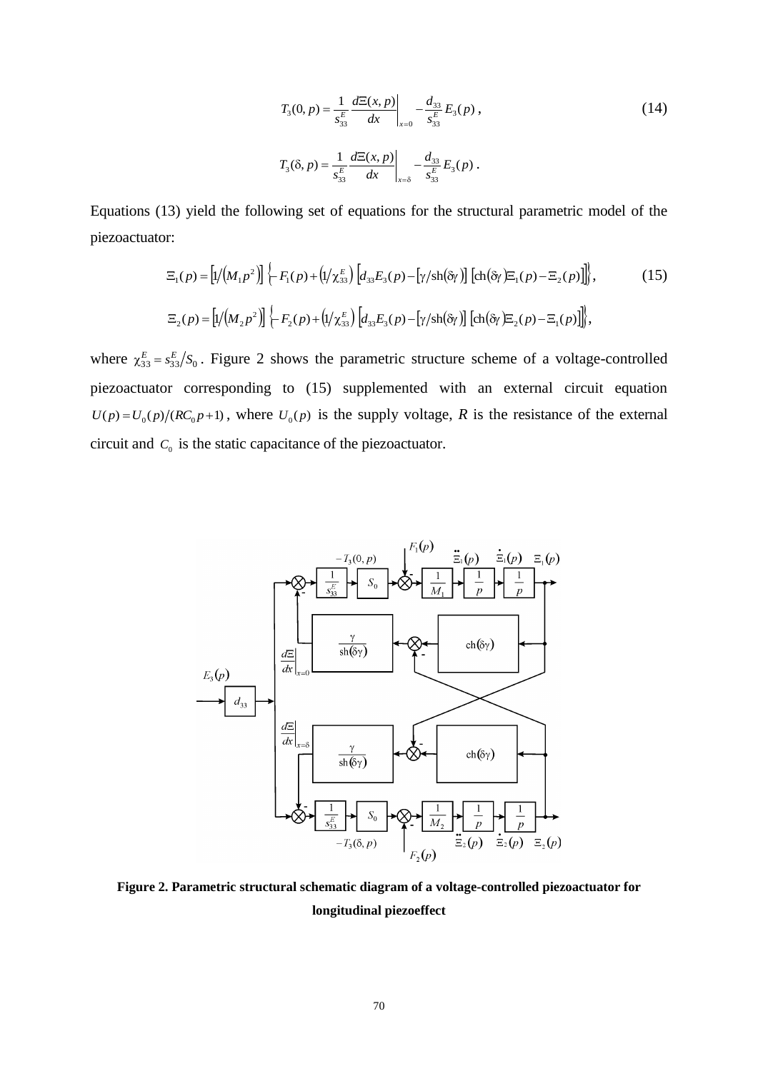$$T_3(0,p) = \frac{1}{s_{33}^E} \left. \frac{d\Xi(x,p)}{dx} \right|_{x=0} - \frac{d_{33}}{s_{33}^E} E_3(p)\,, \tag{14}$$

$$T_3(\delta,p) = \frac{1}{s_{33}^E} \left. \frac{d\Xi(x,p)}{dx} \right|_{x=\delta} - \frac{d_{33}}{s_{33}^E} E_3(p)\,.$$

Equations (13) yield the following set of equations for the structural parametric model of the piezoactuator:

$$\Xi_1(p) = \left[1/\left(M_1 p^2\right)\right] \left\{ -F_1(p) + \left(1/\chi_{33}^E\right) \left[ d_{33} E_3(p) - \left[\gamma/\mathrm{sh}(\delta\gamma)\right] \left[ \mathrm{ch}(\delta\gamma) \Xi_1(p) - \Xi_2(p) \right] \right] \right\}, \tag{15}$$

$$\Xi_2(p) = \left[1/\left(M_2 p^2\right)\right] \left\{ -F_2(p) + \left(1/\chi_{33}^E\right) \left[ d_{33} E_3(p) - \left[\gamma/\mathrm{sh}(\delta\gamma)\right] \left[ \mathrm{ch}(\delta\gamma) \Xi_2(p) - \Xi_1(p) \right] \right] \right\},$$

where $\chi_{33}^E = s_{33}^E / S_0$. Figure 2 shows the parametric structure scheme of a voltage-controlled piezoactuator corresponding to (15) supplemented with an external circuit equation $U(p) = U_0(p)/(RC_0 p + 1)$, where $U_0(p)$ is the supply voltage, $R$ is the resistance of the external circuit and $C_0$ is the static capacitance of the piezoactuator.

**Figure 2. Parametric structural schematic diagram of a voltage-controlled piezoactuator for longitudinal piezoeffect**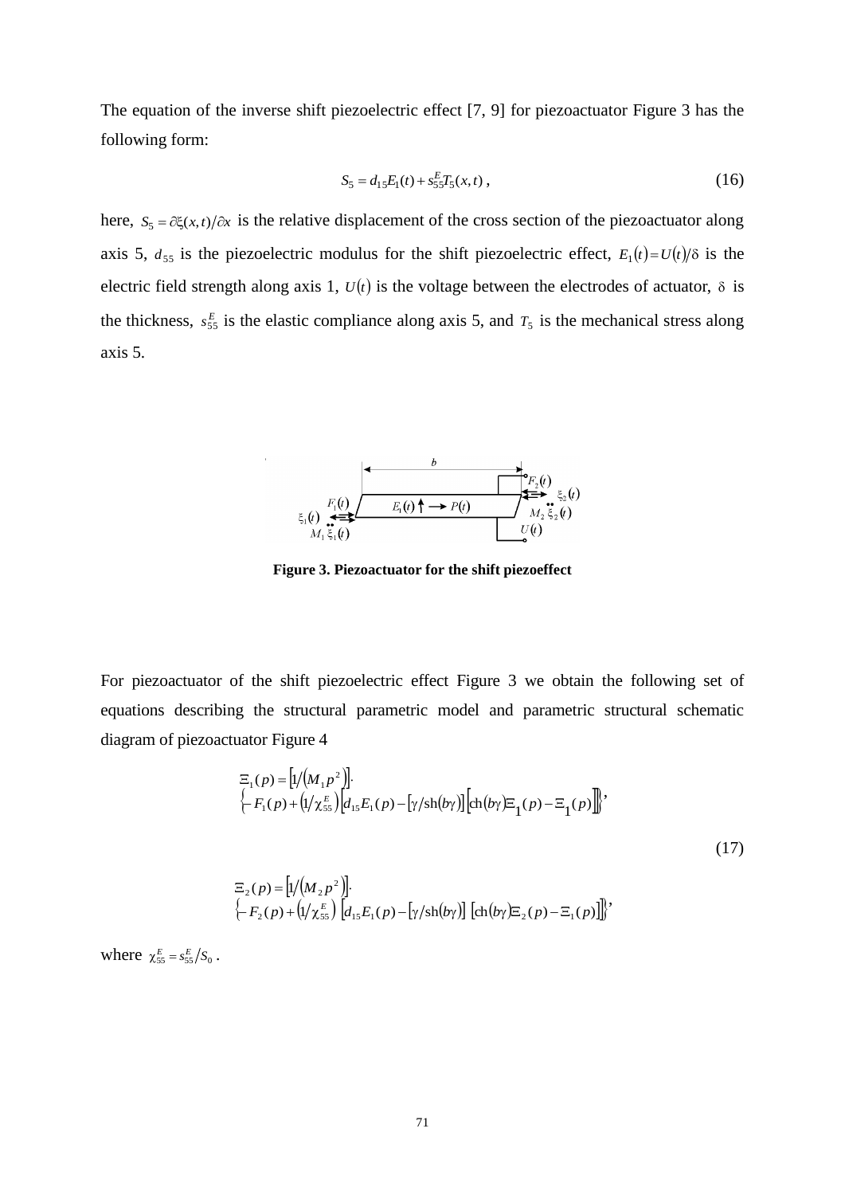The equation of the inverse shift piezoelectric effect [7, 9] for piezoactuator Figure 3 has the following form:

$$S_5 = d_{15}E_1(t) + s_{55}^E T_5(x,t)\,, \tag{16}$$

here, $S_5 = \partial\xi(x,t)/\partial x$ is the relative displacement of the cross section of the piezoactuator along axis 5, $d_{55}$ is the piezoelectric modulus for the shift piezoelectric effect, $E_1(t) = U(t)/\delta$ is the electric field strength along axis 1, $U(t)$ is the voltage between the electrodes of actuator, $\delta$ is the thickness, $s_{55}^E$ is the elastic compliance along axis 5, and $T_5$ is the mechanical stress along axis 5.

**Figure 3. Piezoactuator for the shift piezoeffect**

For piezoactuator of the shift piezoelectric effect Figure 3 we obtain the following set of equations describing the structural parametric model and parametric structural schematic diagram of piezoactuator Figure 4

$$\begin{aligned}
&\Xi_1(p) = \left[1/\left(M_1 p^2\right)\right] \cdot \\
&\left\{-F_1(p) + \left(1/\chi_{55}^E\right)\left[d_{15}E_1(p) - \left[\gamma/\mathrm{sh}(b\gamma)\right]\left[\mathrm{ch}(b\gamma)\Xi_1(p) - \Xi_1(p)\right]\right]\right\}, \\
&\Xi_2(p) = \left[1/\left(M_2 p^2\right)\right] \cdot \\
&\left\{-F_2(p) + \left(1/\chi_{55}^E\right)\left[d_{15}E_1(p) - \left[\gamma/\mathrm{sh}(b\gamma)\right]\left[\mathrm{ch}(b\gamma)\Xi_2(p) - \Xi_1(p)\right]\right]\right\},
\end{aligned} \tag{17}$$

where $\chi_{55}^E = s_{55}^E / S_0$ .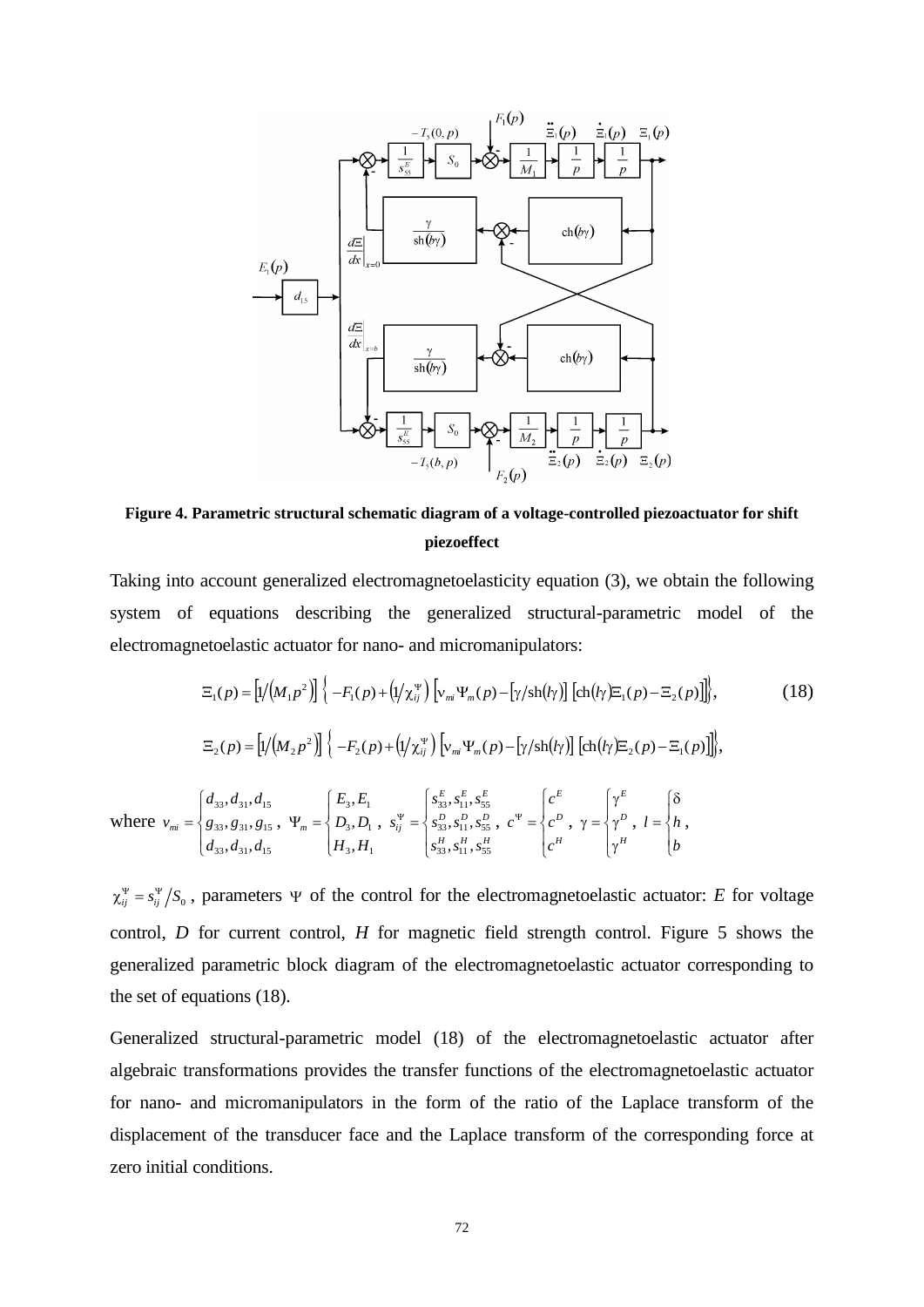**Figure 4. Parametric structural schematic diagram of a voltage-controlled piezoactuator for shift piezoeffect**

Taking into account generalized electromagnetoelasticity equation (3), we obtain the following system of equations describing the generalized structural-parametric model of the electromagnetoelastic actuator for nano- and micromanipulators:

$$\Xi_1(p) = \left[1/\left(M_1 p^2\right)\right] \left\{ -F_1(p) + \left(1/\chi_{ij}^{\Psi}\right) \left[ \nu_{mi} \Psi_m(p) - \left[\gamma/\mathrm{sh}(l\gamma)\right] \left[\mathrm{ch}(l\gamma)\Xi_1(p) - \Xi_2(p)\right]\right]\right\}, \tag{18}$$

$$\Xi_2(p) = \left[1/\left(M_2 p^2\right)\right] \left\{ -F_2(p) + \left(1/\chi_{ij}^{\Psi}\right) \left[ \nu_{mi} \Psi_m(p) - \left[\gamma/\mathrm{sh}(l\gamma)\right] \left[\mathrm{ch}(l\gamma)\Xi_2(p) - \Xi_1(p)\right]\right]\right\},$$

where $v_{mi} = \begin{cases} d_{33}, d_{31}, d_{15} \\ g_{33}, g_{31}, g_{15} \\ d_{33}, d_{31}, d_{15} \end{cases}$, $\Psi_m = \begin{cases} E_3, E_1 \\ D_3, D_1 \\ H_3, H_1 \end{cases}$, $s_{ij}^{\Psi} = \begin{cases} s_{33}^E, s_{11}^E, s_{55}^E \\ s_{33}^D, s_{11}^D, s_{55}^D \\ s_{33}^H, s_{11}^H, s_{55}^H \end{cases}$, $c^{\Psi} = \begin{cases} c^E \\ c^D \\ c^H \end{cases}$, $\gamma = \begin{cases} \gamma^E \\ \gamma^D \\ \gamma^H \end{cases}$, $l = \begin{cases} \delta \\ h \\ b \end{cases}$,

$\chi_{ij}^{\Psi} = s_{ij}^{\Psi} / S_0$, parameters $\Psi$ of the control for the electromagnetoelastic actuator: *E* for voltage control, *D* for current control, *H* for magnetic field strength control. Figure 5 shows the generalized parametric block diagram of the electromagnetoelastic actuator corresponding to the set of equations (18).

Generalized structural-parametric model (18) of the electromagnetoelastic actuator after algebraic transformations provides the transfer functions of the electromagnetoelastic actuator for nano- and micromanipulators in the form of the ratio of the Laplace transform of the displacement of the transducer face and the Laplace transform of the corresponding force at zero initial conditions.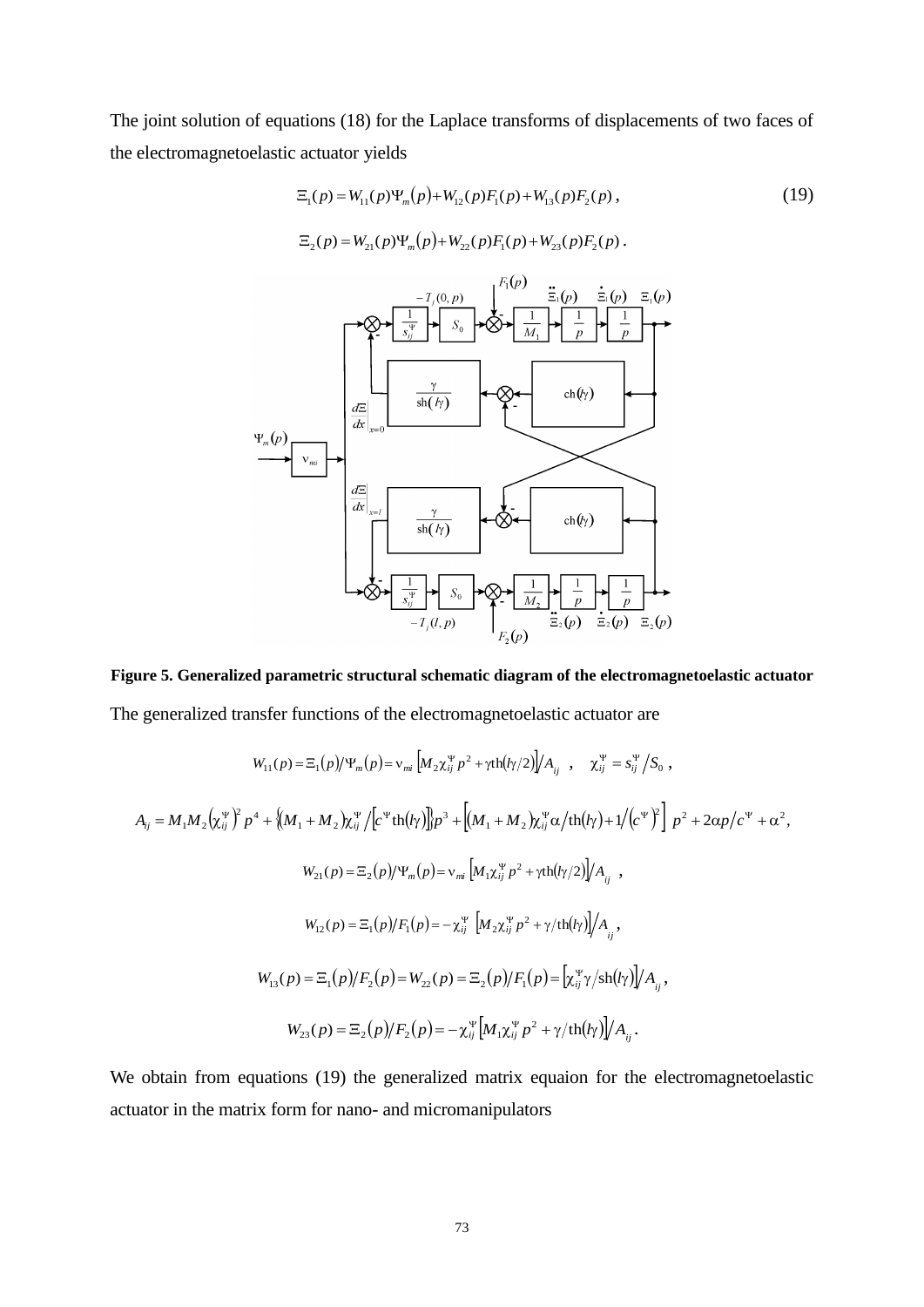The joint solution of equations (18) for the Laplace transforms of displacements of two faces of the electromagnetoelastic actuator yields

$$\Xi_1(p) = W_{11}(p)\Psi_m(p) + W_{12}(p)F_1(p) + W_{13}(p)F_2(p)\,, \tag{19}$$

$$\Xi_2(p) = W_{21}(p)\Psi_m(p) + W_{22}(p)F_1(p) + W_{23}(p)F_2(p)\,.$$

**Figure 5. Generalized parametric structural schematic diagram of the electromagnetoelastic actuator**

The generalized transfer functions of the electromagnetoelastic actuator are

$$W_{11}(p) = \Xi_1(p)/\Psi_m(p) = \nu_{mi}\left[M_2\chi_{ij}^{\Psi}p^2 + \gamma\,\mathrm{th}(l\gamma/2)\right]/A_{ij}\,, \quad \chi_{ij}^{\Psi} = s_{ij}^{\Psi}/S_0\,,$$

$$A_{ij} = M_1M_2\left(\chi_{ij}^{\Psi}\right)^2 p^4 + \left\{(M_1+M_2)\chi_{ij}^{\Psi}/\left[c^{\Psi}\mathrm{th}(l\gamma)\right]\right\}p^3 + \left[(M_1+M_2)\chi_{ij}^{\Psi}\alpha/\mathrm{th}(l\gamma) + 1/\left(c^{\Psi}\right)^2\right]p^2 + 2\alpha p/c^{\Psi} + \alpha^2,$$

$$W_{21}(p) = \Xi_2(p)/\Psi_m(p) = \nu_{mi}\left[M_1\chi_{ij}^{\Psi}p^2 + \gamma\,\mathrm{th}(l\gamma/2)\right]/A_{ij}\,,$$

$$W_{12}(p) = \Xi_1(p)/F_1(p) = -\chi_{ij}^{\Psi}\left[M_2\chi_{ij}^{\Psi}p^2 + \gamma/\mathrm{th}(l\gamma)\right]/A_{ij}\,,$$

$$W_{13}(p) = \Xi_1(p)/F_2(p) = W_{22}(p) = \Xi_2(p)/F_1(p) = \left[\chi_{ij}^{\Psi}\gamma/\mathrm{sh}(l\gamma)\right]/A_{ij}\,,$$

$$W_{23}(p) = \Xi_2(p)/F_2(p) = -\chi_{ij}^{\Psi}\left[M_1\chi_{ij}^{\Psi}p^2 + \gamma/\mathrm{th}(l\gamma)\right]/A_{ij}\,.$$

We obtain from equations (19) the generalized matrix equaion for the electromagnetoelastic actuator in the matrix form for nano- and micromanipulators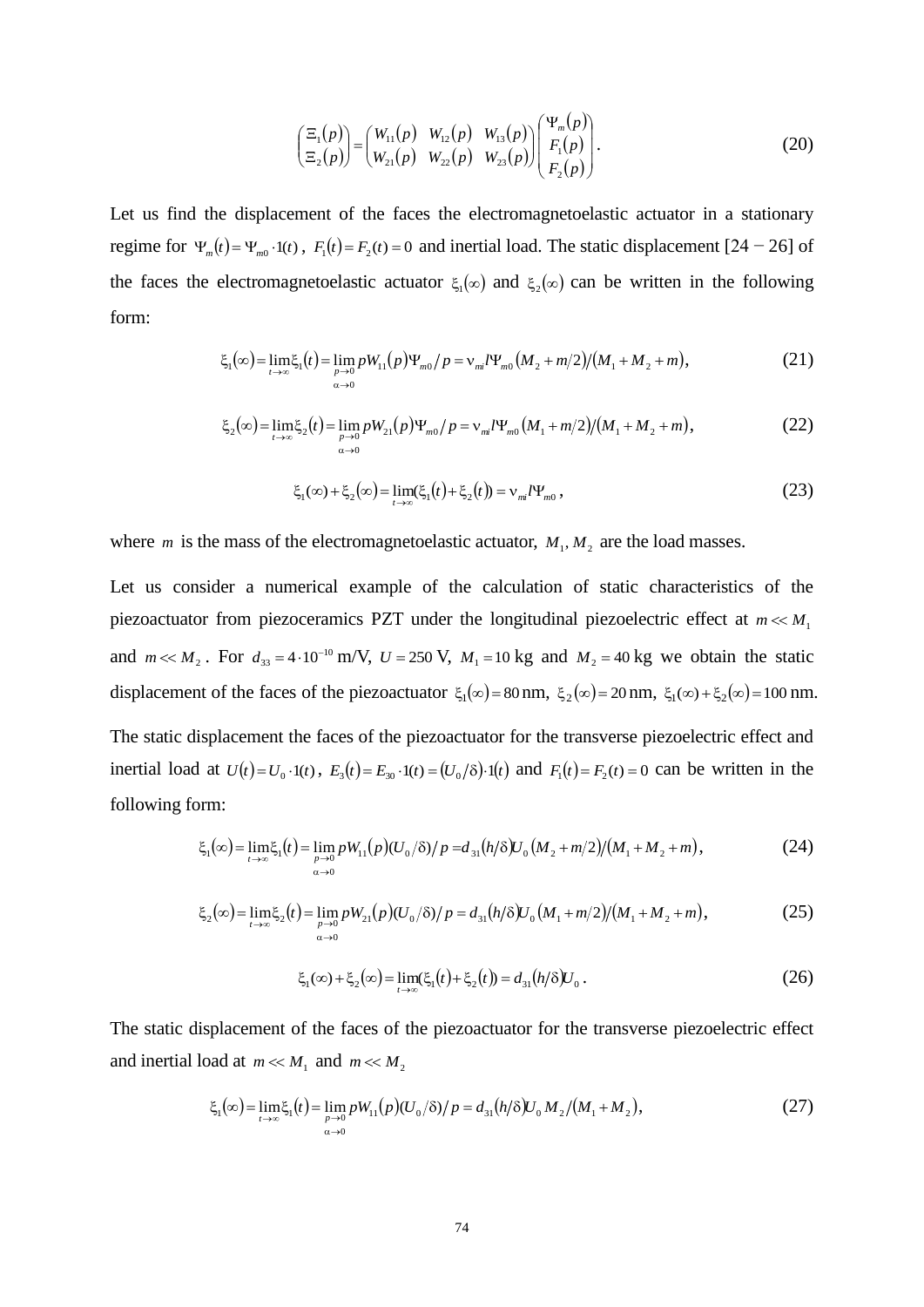$$\begin{pmatrix} \Xi_1(p) \\ \Xi_2(p) \end{pmatrix} = \begin{pmatrix} W_{11}(p) & W_{12}(p) & W_{13}(p) \\ W_{21}(p) & W_{22}(p) & W_{23}(p) \end{pmatrix} \begin{pmatrix} \Psi_m(p) \\ F_1(p) \\ F_2(p) \end{pmatrix}. \tag{20}$$

Let us find the displacement of the faces the electromagnetoelastic actuator in a stationary regime for $\Psi_m(t) = \Psi_{m0} \cdot 1(t)$, $F_1(t) = F_2(t) = 0$ and inertial load. The static displacement [24 − 26] of the faces the electromagnetoelastic actuator $\xi_1(\infty)$ and $\xi_2(\infty)$ can be written in the following form:

$$\xi_1(\infty) = \lim_{t\to\infty} \xi_1(t) = \lim_{\substack{p\to 0 \\ \alpha\to 0}} pW_{11}(p)\Psi_{m0}/p = \nu_{mi} l \Psi_{m0} \left(M_2 + m/2\right)/\left(M_1 + M_2 + m\right), \tag{21}$$

$$\xi_2(\infty) = \lim_{t\to\infty} \xi_2(t) = \lim_{\substack{p\to 0 \\ \alpha\to 0}} pW_{21}(p)\Psi_{m0}/p = \nu_{mi} l \Psi_{m0} \left(M_1 + m/2\right)/\left(M_1 + M_2 + m\right), \tag{22}$$

$$\xi_1(\infty) + \xi_2(\infty) = \lim_{t\to\infty} (\xi_1(t) + \xi_2(t)) = \nu_{mi} l \Psi_{m0}, \tag{23}$$

where $m$ is the mass of the electromagnetoelastic actuator, $M_1, M_2$ are the load masses.

Let us consider a numerical example of the calculation of static characteristics of the piezoactuator from piezoceramics PZT under the longitudinal piezoelectric effect at $m \ll M_1$ and $m \ll M_2$. For $d_{33} = 4 \cdot 10^{-10}$ m/V, $U = 250$ V, $M_1 = 10$ kg and $M_2 = 40$ kg we obtain the static displacement of the faces of the piezoactuator $\xi_1(\infty) = 80$ nm, $\xi_2(\infty) = 20$ nm, $\xi_1(\infty) + \xi_2(\infty) = 100$ nm.

The static displacement the faces of the piezoactuator for the transverse piezoelectric effect and inertial load at $U(t) = U_0 \cdot 1(t)$, $E_3(t) = E_{30} \cdot 1(t) = (U_0/\delta) \cdot 1(t)$ and $F_1(t) = F_2(t) = 0$ can be written in the following form:

$$\xi_1(\infty) = \lim_{t\to\infty} \xi_1(t) = \lim_{\substack{p\to 0 \\ \alpha\to 0}} pW_{11}(p)(U_0/\delta)/p = d_{31}(h/\delta)U_0 \left(M_2 + m/2\right)/\left(M_1 + M_2 + m\right), \tag{24}$$

$$\xi_2(\infty) = \lim_{t\to\infty} \xi_2(t) = \lim_{\substack{p\to 0 \\ \alpha\to 0}} pW_{21}(p)(U_0/\delta)/p = d_{31}(h/\delta)U_0 \left(M_1 + m/2\right)/\left(M_1 + M_2 + m\right), \tag{25}$$

$$\xi_1(\infty) + \xi_2(\infty) = \lim_{t\to\infty} (\xi_1(t) + \xi_2(t)) = d_{31}(h/\delta)U_0. \tag{26}$$

The static displacement of the faces of the piezoactuator for the transverse piezoelectric effect and inertial load at $m \ll M_1$ and $m \ll M_2$

$$\xi_1(\infty) = \lim_{t\to\infty} \xi_1(t) = \lim_{\substack{p\to 0 \\ \alpha\to 0}} pW_{11}(p)(U_0/\delta)/p = d_{31}(h/\delta)U_0 M_2/\left(M_1 + M_2\right), \tag{27}$$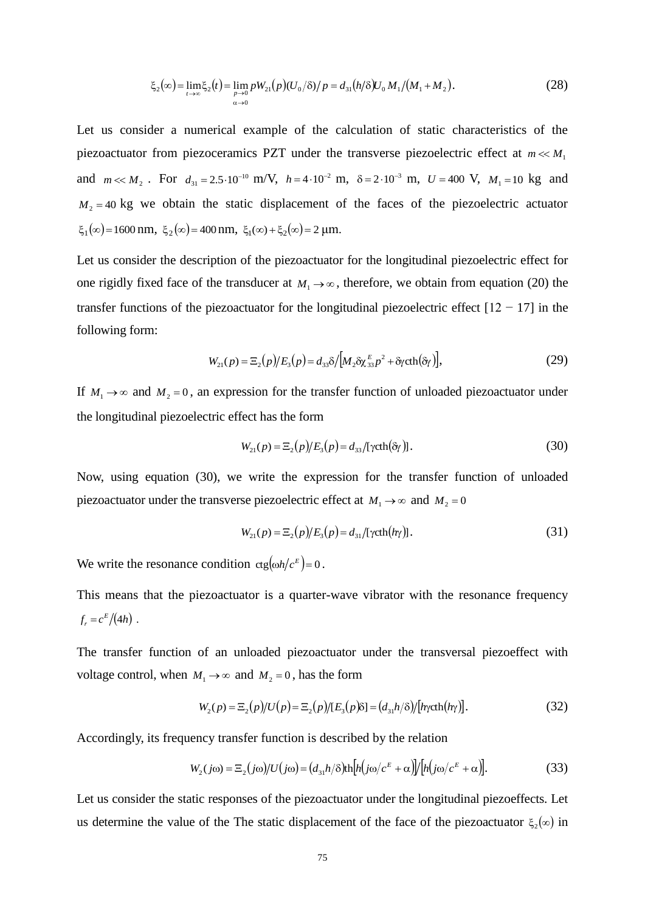$$\xi_2(\infty) = \lim_{t\to\infty} \xi_2(t) = \lim_{\substack{p\to 0 \\ \alpha\to 0}} pW_{21}(p)(U_0/\delta)/p = d_{31}(h/\delta)U_0 M_1/(M_1 + M_2). \tag{28}$$

Let us consider a numerical example of the calculation of static characteristics of the piezoactuator from piezoceramics PZT under the transverse piezoelectric effect at $m \ll M_1$ and $m \ll M_2$. For $d_{31} = 2.5 \cdot 10^{-10}$ m/V, $h = 4 \cdot 10^{-2}$ m, $\delta = 2 \cdot 10^{-3}$ m, $U = 400$ V, $M_1 = 10$ kg and $M_2 = 40$ kg we obtain the static displacement of the faces of the piezoelectric actuator $\xi_1(\infty) = 1600$ nm, $\xi_2(\infty) = 400$ nm, $\xi_1(\infty) + \xi_2(\infty) = 2$ μm.

Let us consider the description of the piezoactuator for the longitudinal piezoelectric effect for one rigidly fixed face of the transducer at $M_1 \to \infty$, therefore, we obtain from equation (20) the transfer functions of the piezoactuator for the longitudinal piezoelectric effect [12 − 17] in the following form:

$$W_{21}(p) = \Xi_2(p)/E_3(p) = d_{33}\delta/\left[M_2 \delta \chi_{33}^E p^2 + \delta\gamma \operatorname{cth}(\delta\gamma)\right], \tag{29}$$

If $M_1 \to \infty$ and $M_2 = 0$, an expression for the transfer function of unloaded piezoactuator under the longitudinal piezoelectric effect has the form

$$W_{21}(p) = \Xi_2(p)/E_3(p) = d_{33}/[\gamma \operatorname{cth}(\delta\gamma)]. \tag{30}$$

Now, using equation (30), we write the expression for the transfer function of unloaded piezoactuator under the transverse piezoelectric effect at $M_1 \to \infty$ and $M_2 = 0$

$$W_{21}(p) = \Xi_2(p)/E_3(p) = d_{31}/[\gamma \operatorname{cth}(h\gamma)]. \tag{31}$$

We write the resonance condition $\operatorname{ctg}(\omega h/c^E) = 0$.

This means that the piezoactuator is a quarter-wave vibrator with the resonance frequency $f_r = c^E/(4h)$.

The transfer function of an unloaded piezoactuator under the transversal piezoeffect with voltage control, when $M_1 \to \infty$ and $M_2 = 0$, has the form

$$W_2(p) = \Xi_2(p)/U(p) = \Xi_2(p)/[E_3(p)\delta] = (d_{31}h/\delta)/\left[h\gamma \operatorname{cth}(h\gamma)\right]. \tag{32}$$

Accordingly, its frequency transfer function is described by the relation

$$W_2(j\omega) = \Xi_2(j\omega)/U(j\omega) = (d_{31}h/\delta)\operatorname{th}\left[h(j\omega/c^E + \alpha)\right]/\left[h(j\omega/c^E + \alpha)\right]. \tag{33}$$

Let us consider the static responses of the piezoactuator under the longitudinal piezoeffects. Let us determine the value of the The static displacement of the face of the piezoactuator $\xi_2(\infty)$ in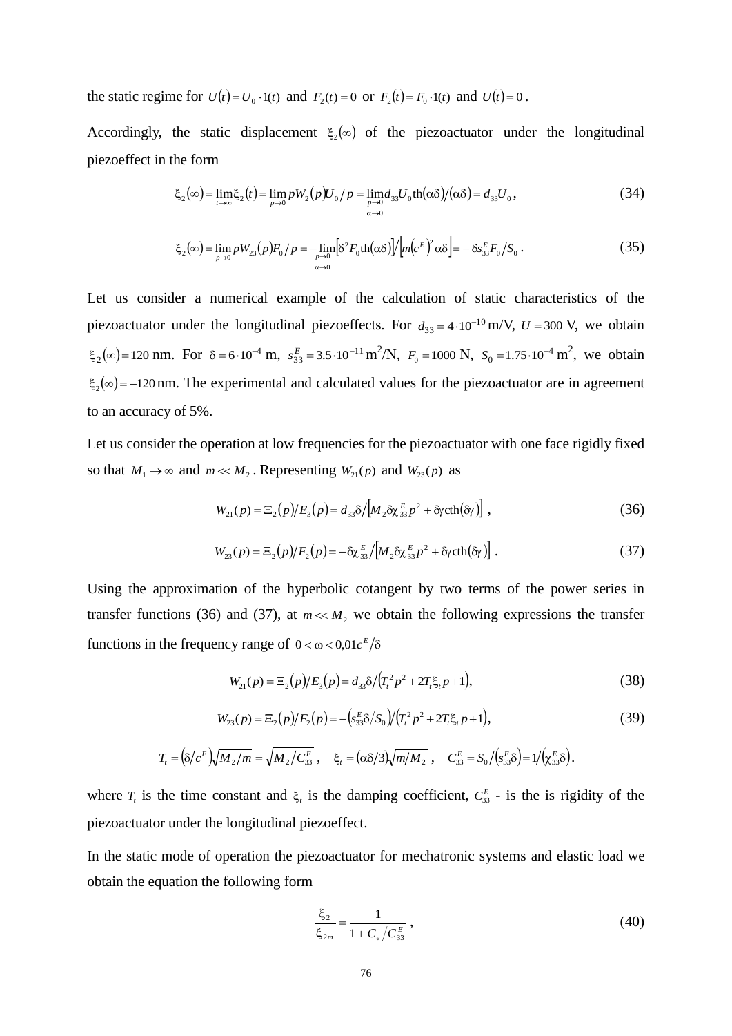the static regime for $U(t) = U_0 \cdot 1(t)$ and $F_2(t) = 0$ or $F_2(t) = F_0 \cdot 1(t)$ and $U(t) = 0$.

Accordingly, the static displacement $\xi_2(\infty)$ of the piezoactuator under the longitudinal piezoeffect in the form

$$\xi_2(\infty) = \lim_{t\to\infty} \xi_2(t) = \lim_{p\to 0} pW_2(p)U_0/p = \lim_{\substack{p\to 0\\ \alpha\to 0}} d_{33}U_0 \operatorname{th}(\alpha\delta)/(\alpha\delta) = d_{33}U_0, \tag{34}$$

$$\xi_2(\infty) = \lim_{p\to 0} pW_{23}(p)F_0/p = -\lim_{\substack{p\to 0\\ \alpha\to 0}} \left[\delta^2 F_0 \operatorname{th}(\alpha\delta)\right] / \left[m\left(c^E\right)^2 \alpha\delta\right] = -\delta s_{33}^E F_0 / S_0. \tag{35}$$

Let us consider a numerical example of the calculation of static characteristics of the piezoactuator under the longitudinal piezoeffects. For $d_{33} = 4 \cdot 10^{-10}$ m/V, $U = 300$ V, we obtain $\xi_2(\infty) = 120$ nm. For $\delta = 6 \cdot 10^{-4}$ m, $s_{33}^E = 3.5 \cdot 10^{-11}$ m$^2$/N, $F_0 = 1000$ N, $S_0 = 1.75 \cdot 10^{-4}$ m$^2$, we obtain $\xi_2(\infty) = -120$ nm. The experimental and calculated values for the piezoactuator are in agreement to an accuracy of 5%.

Let us consider the operation at low frequencies for the piezoactuator with one face rigidly fixed so that $M_1 \to \infty$ and $m \ll M_2$. Representing $W_{21}(p)$ and $W_{23}(p)$ as

$$W_{21}(p) = \Xi_2(p)/E_3(p) = d_{33}\delta / \left[M_2 \delta \chi_{33}^E p^2 + \delta\gamma \operatorname{cth}(\delta\gamma)\right], \tag{36}$$

$$W_{23}(p) = \Xi_2(p)/F_2(p) = -\delta\chi_{33}^E / \left[M_2 \delta \chi_{33}^E p^2 + \delta\gamma \operatorname{cth}(\delta\gamma)\right]. \tag{37}$$

Using the approximation of the hyperbolic cotangent by two terms of the power series in transfer functions (36) and (37), at $m \ll M_2$ we obtain the following expressions the transfer functions in the frequency range of $0 < \omega < 0{,}01 c^E/\delta$

$$W_{21}(p) = \Xi_2(p)/E_3(p) = d_{33}\delta / \left(T_t^2 p^2 + 2T_t \xi_t p + 1\right), \tag{38}$$

$$W_{23}(p) = \Xi_2(p)/F_2(p) = -\left(s_{33}^E \delta / S_0\right) / \left(T_t^2 p^2 + 2T_t \xi_t p + 1\right), \tag{39}$$

$$T_t = \left(\delta/c^E\right)\sqrt{M_2/m} = \sqrt{M_2/C_{33}^E}, \quad \xi_t = (\alpha\delta/3)\sqrt{m/M_2}, \quad C_{33}^E = S_0/\left(s_{33}^E \delta\right) = 1/\left(\chi_{33}^E \delta\right).$$

where $T_t$ is the time constant and $\xi_t$ is the damping coefficient, $C_{33}^E$ - is the is rigidity of the piezoactuator under the longitudinal piezoeffect.

In the static mode of operation the piezoactuator for mechatronic systems and elastic load we obtain the equation the following form

$$\frac{\xi_2}{\xi_{2m}} = \frac{1}{1 + C_e / C_{33}^E}, \tag{40}$$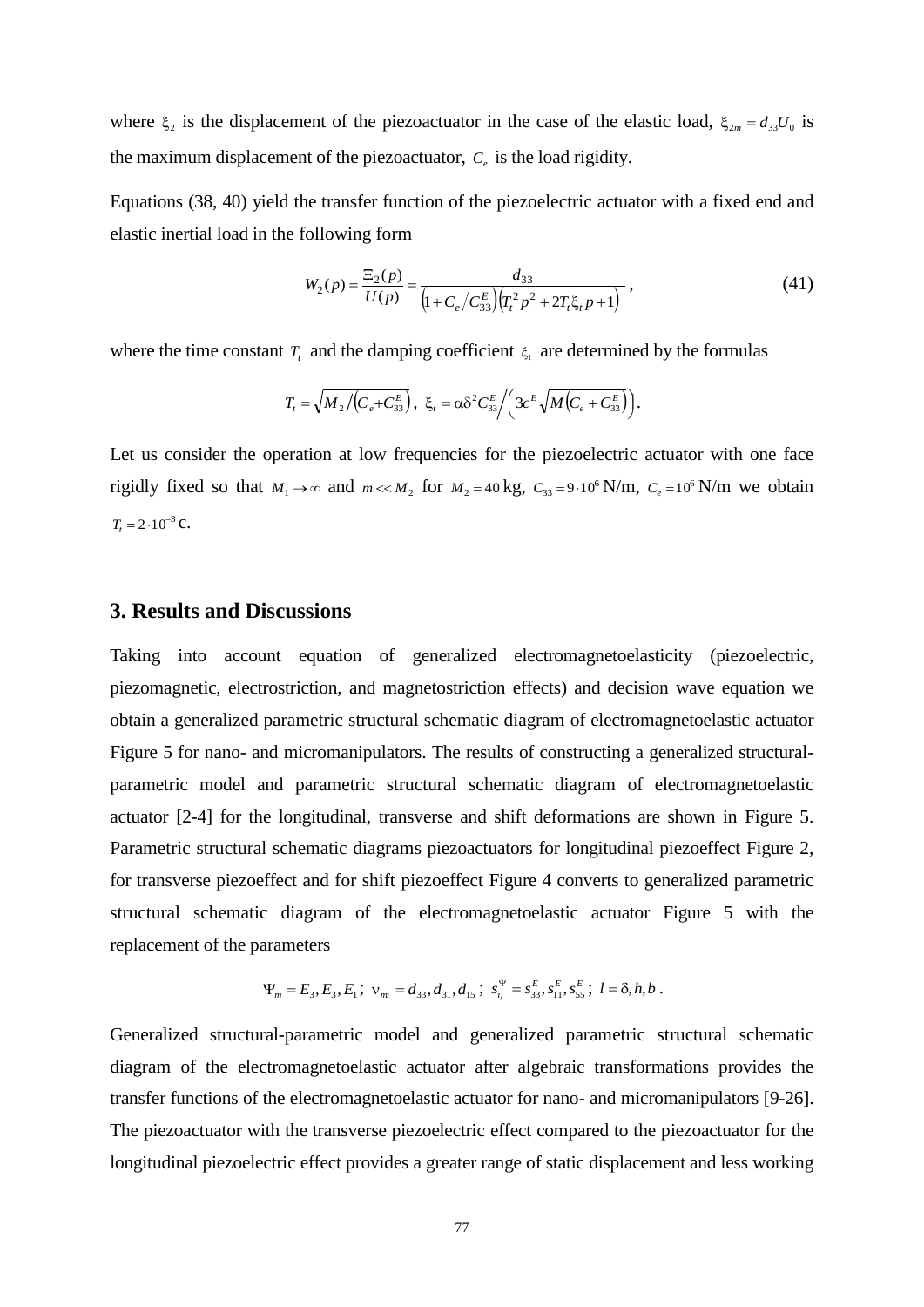where $\xi_2$ is the displacement of the piezoactuator in the case of the elastic load, $\xi_{2m} = d_{33}U_0$ is the maximum displacement of the piezoactuator, $C_e$ is the load rigidity.

Equations (38, 40) yield the transfer function of the piezoelectric actuator with a fixed end and elastic inertial load in the following form

$$W_2(p) = \frac{\Xi_2(p)}{U(p)} = \frac{d_{33}}{\left(1 + C_e / C_{33}^E\right)\left(T_t^2 p^2 + 2T_t \xi_t p + 1\right)}, \tag{41}$$

where the time constant $T_t$ and the damping coefficient $\xi_t$ are determined by the formulas

$$T_t = \sqrt{M_2 / \left(C_e + C_{33}^E\right)}, \quad \xi_t = \alpha \delta^2 C_{33}^E \Big/ \left(3c^E \sqrt{M\left(C_e + C_{33}^E\right)}\right).$$

Let us consider the operation at low frequencies for the piezoelectric actuator with one face rigidly fixed so that $M_1 \to \infty$ and $m << M_2$ for $M_2 = 40$ kg, $C_{33} = 9 \cdot 10^6$ N/m, $C_e = 10^6$ N/m we obtain $T_t = 2 \cdot 10^{-3}$ c.

## 3. Results and Discussions

Taking into account equation of generalized electromagnetoelasticity (piezoelectric, piezomagnetic, electrostriction, and magnetostriction effects) and decision wave equation we obtain a generalized parametric structural schematic diagram of electromagnetoelastic actuator Figure 5 for nano- and micromanipulators. The results of constructing a generalized structural-parametric model and parametric structural schematic diagram of electromagnetoelastic actuator [2-4] for the longitudinal, transverse and shift deformations are shown in Figure 5. Parametric structural schematic diagrams piezoactuators for longitudinal piezoeffect Figure 2, for transverse piezoeffect and for shift piezoeffect Figure 4 converts to generalized parametric structural schematic diagram of the electromagnetoelastic actuator Figure 5 with the replacement of the parameters

$$\Psi_m = E_3, E_3, E_1; \; \nu_{mi} = d_{33}, d_{31}, d_{15}; \; s_{ij}^{\Psi} = s_{33}^E, s_{11}^E, s_{55}^E; \; l = \delta, h, b.$$

Generalized structural-parametric model and generalized parametric structural schematic diagram of the electromagnetoelastic actuator after algebraic transformations provides the transfer functions of the electromagnetoelastic actuator for nano- and micromanipulators [9-26]. The piezoactuator with the transverse piezoelectric effect compared to the piezoactuator for the longitudinal piezoelectric effect provides a greater range of static displacement and less working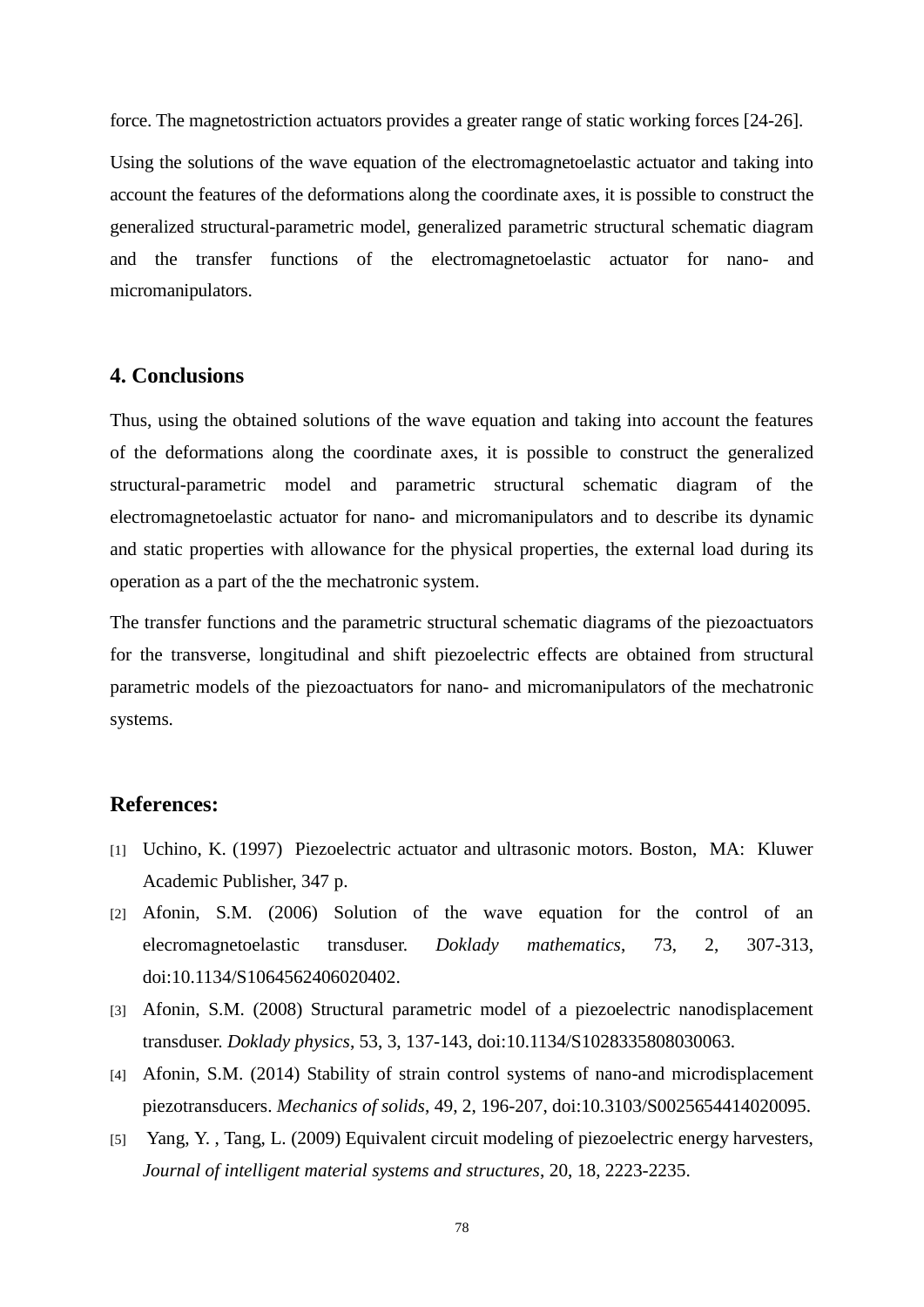force. The magnetostriction actuators provides a greater range of static working forces [24-26].

Using the solutions of the wave equation of the electromagnetoelastic actuator and taking into account the features of the deformations along the coordinate axes, it is possible to construct the generalized structural-parametric model, generalized parametric structural schematic diagram and the transfer functions of the electromagnetoelastic actuator for nano- and micromanipulators.

## 4. Conclusions

Thus, using the obtained solutions of the wave equation and taking into account the features of the deformations along the coordinate axes, it is possible to construct the generalized structural-parametric model and parametric structural schematic diagram of the electromagnetoelastic actuator for nano- and micromanipulators and to describe its dynamic and static properties with allowance for the physical properties, the external load during its operation as a part of the the mechatronic system.

The transfer functions and the parametric structural schematic diagrams of the piezoactuators for the transverse, longitudinal and shift piezoelectric effects are obtained from structural parametric models of the piezoactuators for nano- and micromanipulators of the mechatronic systems.

## References:

[1] Uchino, K. (1997) Piezoelectric actuator and ultrasonic motors. Boston, MA: Kluwer Academic Publisher, 347 p.

[2] Afonin, S.M. (2006) Solution of the wave equation for the control of an elecromagnetoelastic transduser. *Doklady mathematics*, 73, 2, 307-313, doi:10.1134/S1064562406020402.

[3] Afonin, S.M. (2008) Structural parametric model of a piezoelectric nanodisplacement transduser. *Doklady physics*, 53, 3, 137-143, doi:10.1134/S1028335808030063.

[4] Afonin, S.M. (2014) Stability of strain control systems of nano-and microdisplacement piezotransducers. *Mechanics of solids*, 49, 2, 196-207, doi:10.3103/S0025654414020095.

[5] Yang, Y. , Tang, L. (2009) Equivalent circuit modeling of piezoelectric energy harvesters, *Journal of intelligent material systems and structures*, 20, 18, 2223-2235.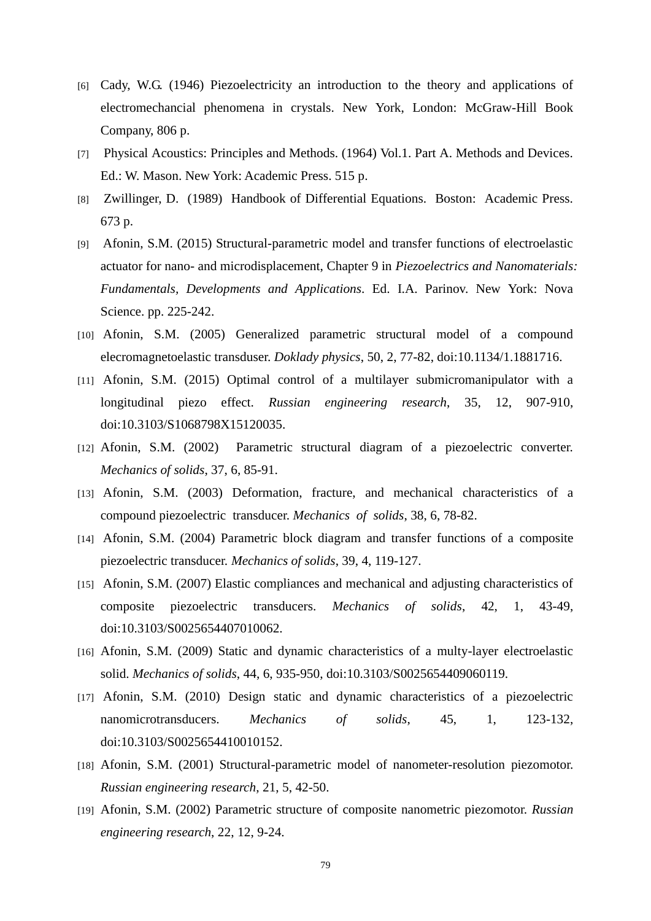[6] Cady, W.G. (1946) Piezoelectricity an introduction to the theory and applications of electromechancial phenomena in crystals. New York, London: McGraw-Hill Book Company, 806 p.

[7] Physical Acoustics: Principles and Methods. (1964) Vol.1. Part A. Methods and Devices. Ed.: W. Mason. New York: Academic Press. 515 p.

[8] Zwillinger, D. (1989) Handbook of Differential Equations. Boston: Academic Press. 673 p.

[9] Afonin, S.M. (2015) Structural-parametric model and transfer functions of electroelastic actuator for nano- and microdisplacement, Chapter 9 in *Piezoelectrics and Nanomaterials: Fundamentals, Developments and Applications*. Ed. I.A. Parinov. New York: Nova Science. pp. 225-242.

[10] Afonin, S.M. (2005) Generalized parametric structural model of a compound elecromagnetoelastic transduser. *Doklady physics*, 50, 2, 77-82, doi:10.1134/1.1881716.

[11] Afonin, S.M. (2015) Optimal control of a multilayer submicromanipulator with a longitudinal piezo effect. *Russian engineering research*, 35, 12, 907-910, doi:10.3103/S1068798X15120035.

[12] Afonin, S.M. (2002) Parametric structural diagram of a piezoelectric converter. *Mechanics of solids*, 37, 6, 85-91.

[13] Afonin, S.M. (2003) Deformation, fracture, and mechanical characteristics of a compound piezoelectric transducer. *Mechanics of solids*, 38, 6, 78-82.

[14] Afonin, S.M. (2004) Parametric block diagram and transfer functions of a composite piezoelectric transducer. *Mechanics of solids*, 39, 4, 119-127.

[15] Afonin, S.M. (2007) Elastic compliances and mechanical and adjusting characteristics of composite piezoelectric transducers. *Mechanics of solids*, 42, 1, 43-49, doi:10.3103/S0025654407010062.

[16] Afonin, S.M. (2009) Static and dynamic characteristics of a multy-layer electroelastic solid. *Mechanics of solids*, 44, 6, 935-950, doi:10.3103/S0025654409060119.

[17] Afonin, S.M. (2010) Design static and dynamic characteristics of a piezoelectric nanomicrotransducers. *Mechanics of solids*, 45, 1, 123-132, doi:10.3103/S0025654410010152.

[18] Afonin, S.M. (2001) Structural-parametric model of nanometer-resolution piezomotor. *Russian engineering research*, 21, 5, 42-50.

[19] Afonin, S.M. (2002) Parametric structure of composite nanometric piezomotor. *Russian engineering research*, 22, 12, 9-24.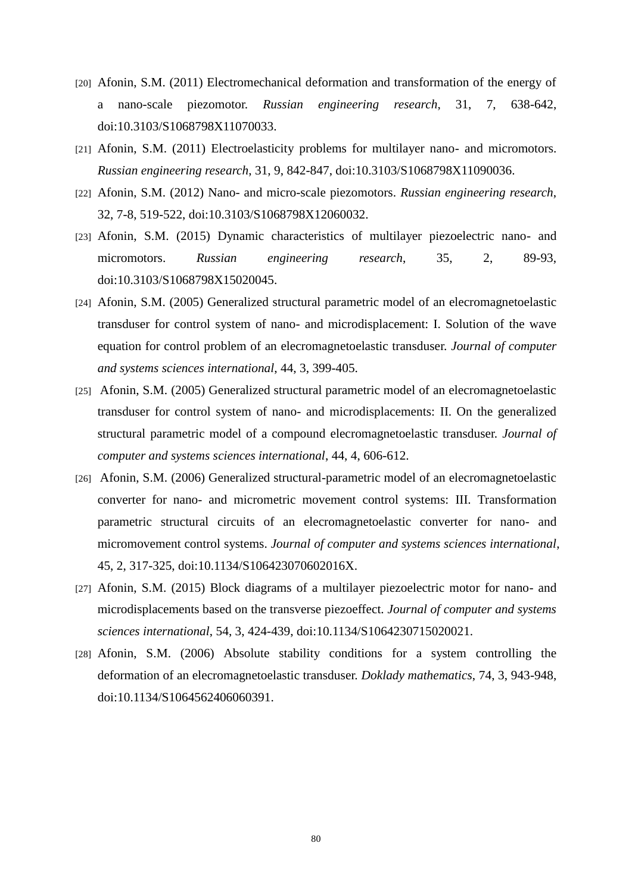[20] Afonin, S.M. (2011) Electromechanical deformation and transformation of the energy of a nano-scale piezomotor. *Russian engineering research*, 31, 7, 638-642, doi:10.3103/S1068798X11070033.

[21] Afonin, S.M. (2011) Electroelasticity problems for multilayer nano- and micromotors. *Russian engineering research*, 31, 9, 842-847, doi:10.3103/S1068798X11090036.

[22] Afonin, S.M. (2012) Nano- and micro-scale piezomotors. *Russian engineering research*, 32, 7-8, 519-522, doi:10.3103/S1068798X12060032.

[23] Afonin, S.M. (2015) Dynamic characteristics of multilayer piezoelectric nano- and micromotors. *Russian engineering research*, 35, 2, 89-93, doi:10.3103/S1068798X15020045.

[24] Afonin, S.M. (2005) Generalized structural parametric model of an elecromagnetoelastic transduser for control system of nano- and microdisplacement: I. Solution of the wave equation for control problem of an elecromagnetoelastic transduser. *Journal of computer and systems sciences international*, 44, 3, 399-405.

[25] Afonin, S.M. (2005) Generalized structural parametric model of an elecromagnetoelastic transduser for control system of nano- and microdisplacements: II. On the generalized structural parametric model of a compound elecromagnetoelastic transduser. *Journal of computer and systems sciences international*, 44, 4, 606-612.

[26] Afonin, S.M. (2006) Generalized structural-parametric model of an elecromagnetoelastic converter for nano- and micrometric movement control systems: III. Transformation parametric structural circuits of an elecromagnetoelastic converter for nano- and micromovement control systems. *Journal of computer and systems sciences international*, 45, 2, 317-325, doi:10.1134/S106423070602016X.

[27] Afonin, S.M. (2015) Block diagrams of a multilayer piezoelectric motor for nano- and microdisplacements based on the transverse piezoeffect. *Journal of computer and systems sciences international*, 54, 3, 424-439, doi:10.1134/S1064230715020021.

[28] Afonin, S.M. (2006) Absolute stability conditions for a system controlling the deformation of an elecromagnetoelastic transduser. *Doklady mathematics*, 74, 3, 943-948, doi:10.1134/S1064562406060391.